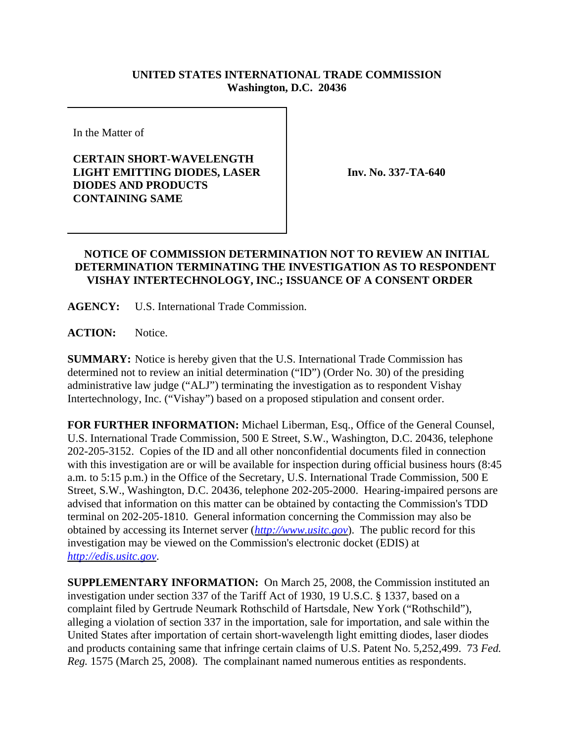**UNITED STATES INTERNATIONAL TRADE COMMISSION**
**Washington, D.C. 20436**

| In the Matter of<br><br>**CERTAIN SHORT-WAVELENGTH LIGHT EMITTING DIODES, LASER DIODES AND PRODUCTS CONTAINING SAME** | **Inv. No. 337-TA-640** |
|---|---|

**NOTICE OF COMMISSION DETERMINATION NOT TO REVIEW AN INITIAL DETERMINATION TERMINATING THE INVESTIGATION AS TO RESPONDENT VISHAY INTERTECHNOLOGY, INC.; ISSUANCE OF A CONSENT ORDER**

**AGENCY:** U.S. International Trade Commission.

**ACTION:** Notice.

**SUMMARY:** Notice is hereby given that the U.S. International Trade Commission has determined not to review an initial determination ("ID") (Order No. 30) of the presiding administrative law judge ("ALJ") terminating the investigation as to respondent Vishay Intertechnology, Inc. ("Vishay") based on a proposed stipulation and consent order.

**FOR FURTHER INFORMATION:** Michael Liberman, Esq., Office of the General Counsel, U.S. International Trade Commission, 500 E Street, S.W., Washington, D.C. 20436, telephone 202-205-3152. Copies of the ID and all other nonconfidential documents filed in connection with this investigation are or will be available for inspection during official business hours (8:45 a.m. to 5:15 p.m.) in the Office of the Secretary, U.S. International Trade Commission, 500 E Street, S.W., Washington, D.C. 20436, telephone 202-205-2000. Hearing-impaired persons are advised that information on this matter can be obtained by contacting the Commission's TDD terminal on 202-205-1810. General information concerning the Commission may also be obtained by accessing its Internet server (*http://www.usitc.gov*). The public record for this investigation may be viewed on the Commission's electronic docket (EDIS) at *http://edis.usitc.gov*.

**SUPPLEMENTARY INFORMATION:** On March 25, 2008, the Commission instituted an investigation under section 337 of the Tariff Act of 1930, 19 U.S.C. § 1337, based on a complaint filed by Gertrude Neumark Rothschild of Hartsdale, New York ("Rothschild"), alleging a violation of section 337 in the importation, sale for importation, and sale within the United States after importation of certain short-wavelength light emitting diodes, laser diodes and products containing same that infringe certain claims of U.S. Patent No. 5,252,499. 73 *Fed. Reg.* 1575 (March 25, 2008). The complainant named numerous entities as respondents.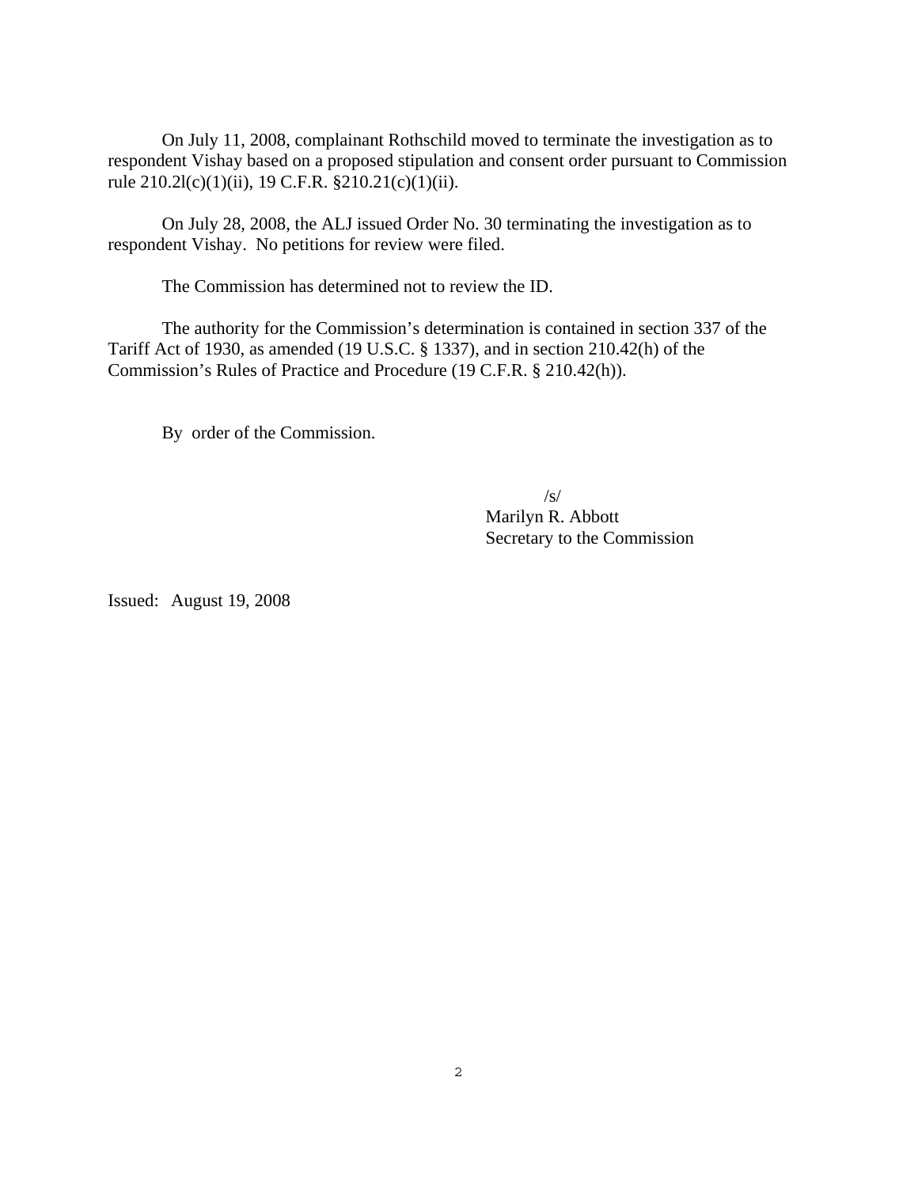On July 11, 2008, complainant Rothschild moved to terminate the investigation as to respondent Vishay based on a proposed stipulation and consent order pursuant to Commission rule 210.2l(c)(1)(ii), 19 C.F.R. §210.21(c)(1)(ii).

On July 28, 2008, the ALJ issued Order No. 30 terminating the investigation as to respondent Vishay. No petitions for review were filed.

The Commission has determined not to review the ID.

The authority for the Commission's determination is contained in section 337 of the Tariff Act of 1930, as amended (19 U.S.C. § 1337), and in section 210.42(h) of the Commission's Rules of Practice and Procedure (19 C.F.R. § 210.42(h)).

By order of the Commission.

/s/
Marilyn R. Abbott
Secretary to the Commission

Issued: August 19, 2008